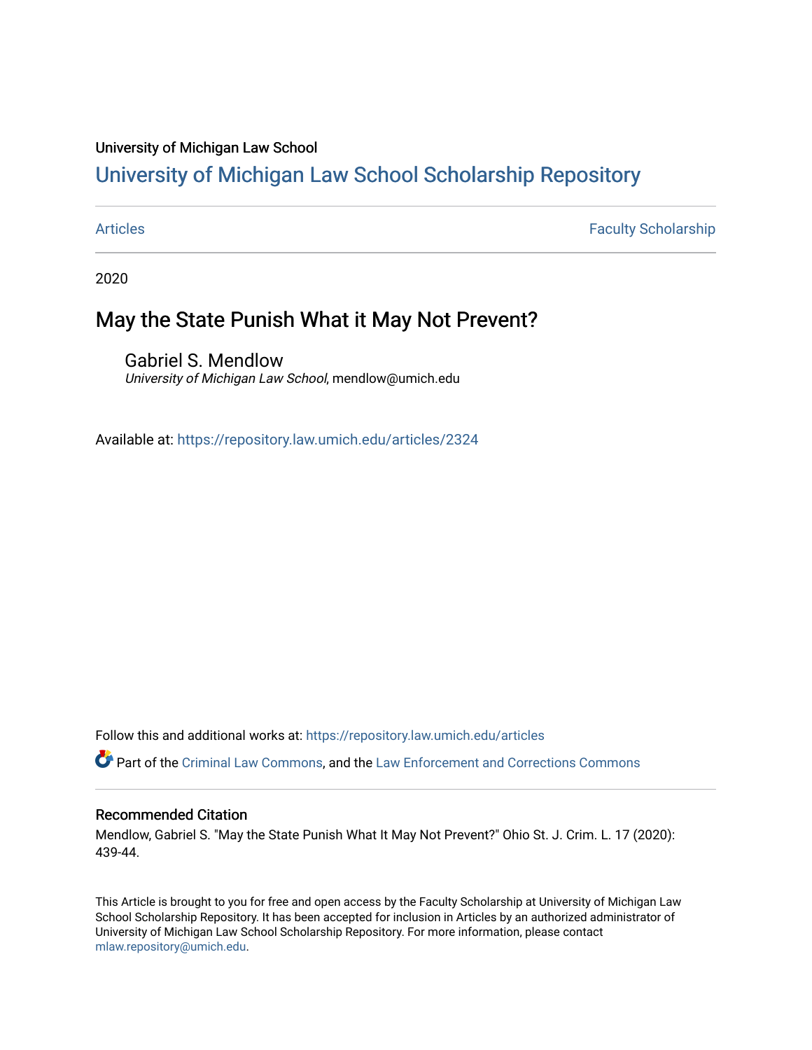University of Michigan Law School

# University of Michigan Law School Scholarship Repository

Articles | Faculty Scholarship

2020

## May the State Punish What it May Not Prevent?

Gabriel S. Mendlow
*University of Michigan Law School*, mendlow@umich.edu

Available at: https://repository.law.umich.edu/articles/2324

Follow this and additional works at: https://repository.law.umich.edu/articles

Part of the Criminal Law Commons, and the Law Enforcement and Corrections Commons

### Recommended Citation

Mendlow, Gabriel S. "May the State Punish What It May Not Prevent?" Ohio St. J. Crim. L. 17 (2020): 439-44.

This Article is brought to you for free and open access by the Faculty Scholarship at University of Michigan Law School Scholarship Repository. It has been accepted for inclusion in Articles by an authorized administrator of University of Michigan Law School Scholarship Repository. For more information, please contact mlaw.repository@umich.edu.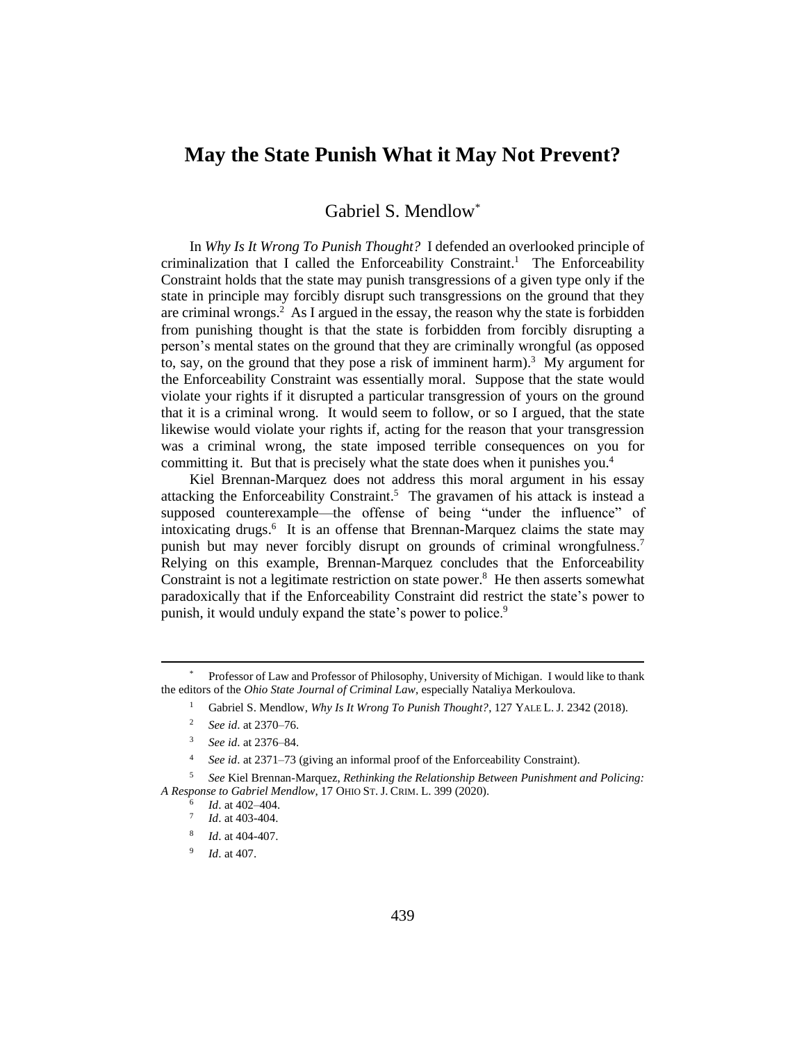# May the State Punish What it May Not Prevent?

Gabriel S. Mendlow*

In *Why Is It Wrong To Punish Thought?* I defended an overlooked principle of criminalization that I called the Enforceability Constraint.[1] The Enforceability Constraint holds that the state may punish transgressions of a given type only if the state in principle may forcibly disrupt such transgressions on the ground that they are criminal wrongs.[2] As I argued in the essay, the reason why the state is forbidden from punishing thought is that the state is forbidden from forcibly disrupting a person's mental states on the ground that they are criminally wrongful (as opposed to, say, on the ground that they pose a risk of imminent harm).[3] My argument for the Enforceability Constraint was essentially moral. Suppose that the state would violate your rights if it disrupted a particular transgression of yours on the ground that it is a criminal wrong. It would seem to follow, or so I argued, that the state likewise would violate your rights if, acting for the reason that your transgression was a criminal wrong, the state imposed terrible consequences on you for committing it. But that is precisely what the state does when it punishes you.[4]

Kiel Brennan-Marquez does not address this moral argument in his essay attacking the Enforceability Constraint.[5] The gravamen of his attack is instead a supposed counterexample—the offense of being "under the influence" of intoxicating drugs.[6] It is an offense that Brennan-Marquez claims the state may punish but may never forcibly disrupt on grounds of criminal wrongfulness.[7] Relying on this example, Brennan-Marquez concludes that the Enforceability Constraint is not a legitimate restriction on state power.[8] He then asserts somewhat paradoxically that if the Enforceability Constraint did restrict the state's power to punish, it would unduly expand the state's power to police.[9]

---

\* Professor of Law and Professor of Philosophy, University of Michigan. I would like to thank the editors of the *Ohio State Journal of Criminal Law*, especially Nataliya Merkoulova.

[1] Gabriel S. Mendlow, *Why Is It Wrong To Punish Thought?*, 127 YALE L. J. 2342 (2018).

[2] *See id.* at 2370–76.

[3] *See id.* at 2376–84.

[4] *See id.* at 2371–73 (giving an informal proof of the Enforceability Constraint).

[5] *See* Kiel Brennan-Marquez, *Rethinking the Relationship Between Punishment and Policing: A Response to Gabriel Mendlow*, 17 OHIO ST. J. CRIM. L. 399 (2020).

[6] *Id*. at 402–404.

[7] *Id*. at 403-404.

[8] *Id*. at 404-407.

[9] *Id*. at 407.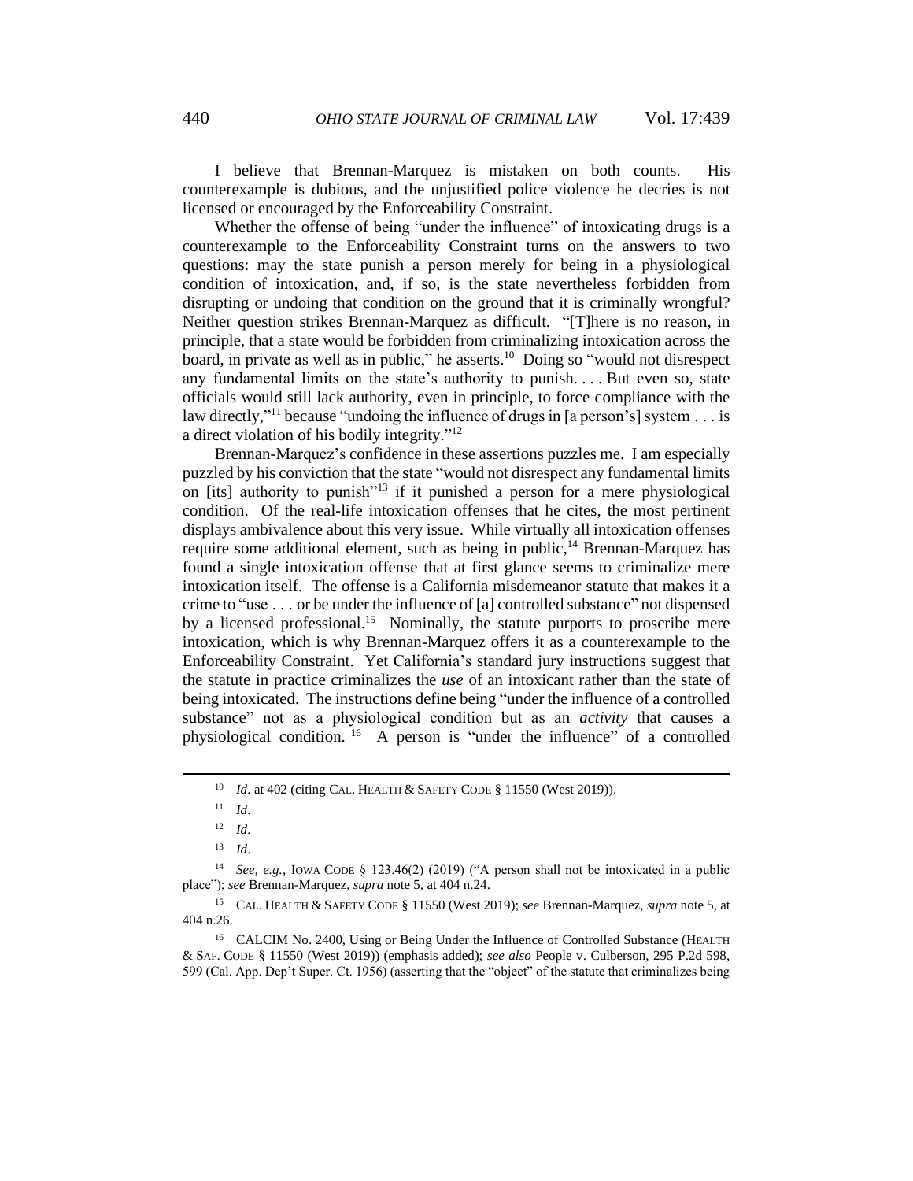I believe that Brennan-Marquez is mistaken on both counts. His counterexample is dubious, and the unjustified police violence he decries is not licensed or encouraged by the Enforceability Constraint.

Whether the offense of being "under the influence" of intoxicating drugs is a counterexample to the Enforceability Constraint turns on the answers to two questions: may the state punish a person merely for being in a physiological condition of intoxication, and, if so, is the state nevertheless forbidden from disrupting or undoing that condition on the ground that it is criminally wrongful? Neither question strikes Brennan-Marquez as difficult. "[T]here is no reason, in principle, that a state would be forbidden from criminalizing intoxication across the board, in private as well as in public," he asserts.[10] Doing so "would not disrespect any fundamental limits on the state's authority to punish. . . . But even so, state officials would still lack authority, even in principle, to force compliance with the law directly,"[11] because "undoing the influence of drugs in [a person's] system . . . is a direct violation of his bodily integrity."[12]

Brennan-Marquez's confidence in these assertions puzzles me. I am especially puzzled by his conviction that the state "would not disrespect any fundamental limits on [its] authority to punish"[13] if it punished a person for a mere physiological condition. Of the real-life intoxication offenses that he cites, the most pertinent displays ambivalence about this very issue. While virtually all intoxication offenses require some additional element, such as being in public,[14] Brennan-Marquez has found a single intoxication offense that at first glance seems to criminalize mere intoxication itself. The offense is a California misdemeanor statute that makes it a crime to "use . . . or be under the influence of [a] controlled substance" not dispensed by a licensed professional.[15] Nominally, the statute purports to proscribe mere intoxication, which is why Brennan-Marquez offers it as a counterexample to the Enforceability Constraint. Yet California's standard jury instructions suggest that the statute in practice criminalizes the *use* of an intoxicant rather than the state of being intoxicated. The instructions define being "under the influence of a controlled substance" not as a physiological condition but as an *activity* that causes a physiological condition.[16] A person is "under the influence" of a controlled

---

[10] *Id*. at 402 (citing CAL. HEALTH & SAFETY CODE § 11550 (West 2019)).

[11] *Id*.

[12] *Id*.

[13] *Id*.

[14] *See, e.g.*, IOWA CODE § 123.46(2) (2019) ("A person shall not be intoxicated in a public place"); *see* Brennan-Marquez, *supra* note 5, at 404 n.24.

[15] CAL. HEALTH & SAFETY CODE § 11550 (West 2019); *see* Brennan-Marquez, *supra* note 5, at 404 n.26.

[16] CALCIM No. 2400, Using or Being Under the Influence of Controlled Substance (HEALTH & SAF. CODE § 11550 (West 2019)) (emphasis added); *see also* People v. Culberson, 295 P.2d 598, 599 (Cal. App. Dep't Super. Ct. 1956) (asserting that the "object" of the statute that criminalizes being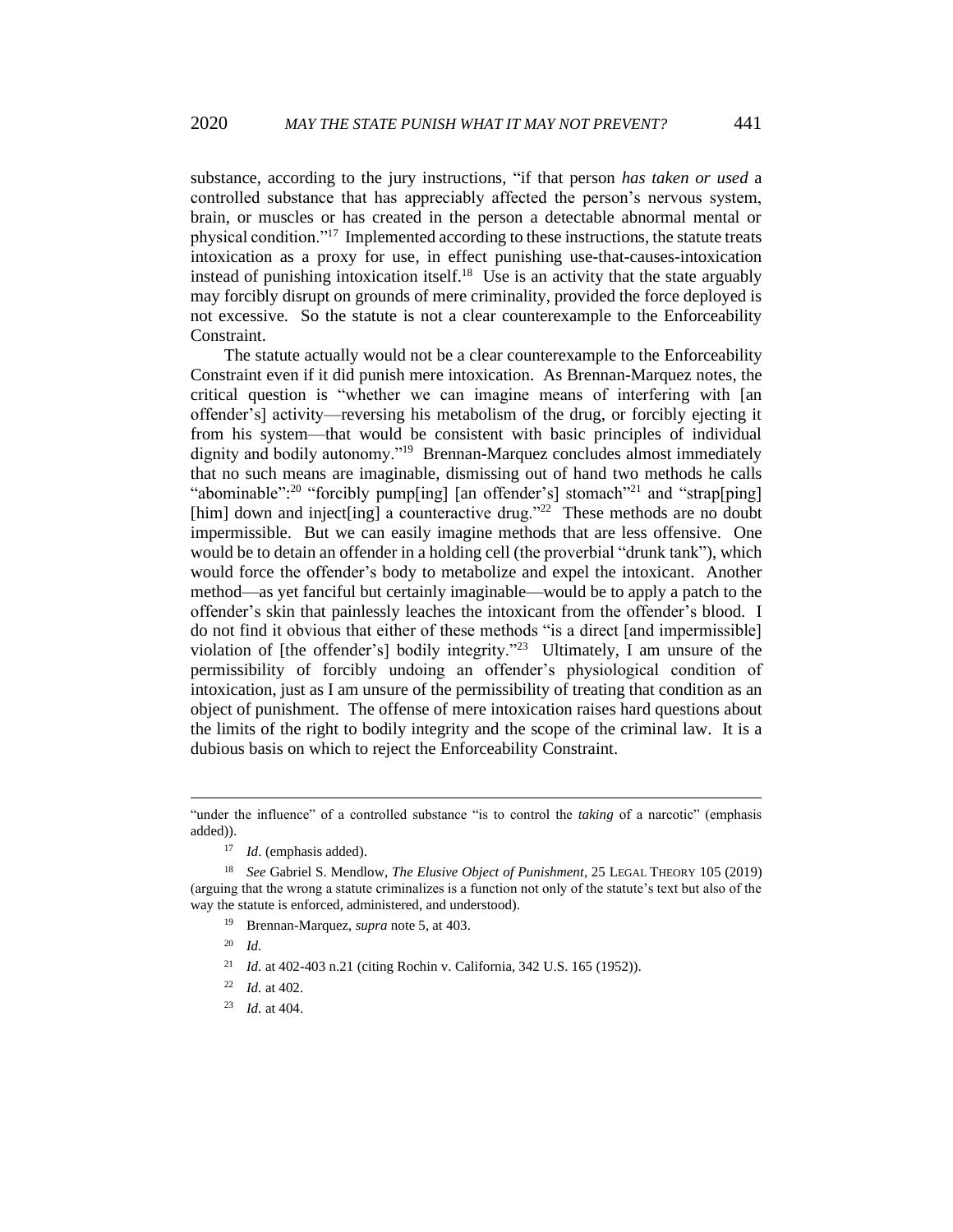substance, according to the jury instructions, "if that person *has taken or used* a controlled substance that has appreciably affected the person's nervous system, brain, or muscles or has created in the person a detectable abnormal mental or physical condition."[17] Implemented according to these instructions, the statute treats intoxication as a proxy for use, in effect punishing use-that-causes-intoxication instead of punishing intoxication itself.[18] Use is an activity that the state arguably may forcibly disrupt on grounds of mere criminality, provided the force deployed is not excessive. So the statute is not a clear counterexample to the Enforceability Constraint.

The statute actually would not be a clear counterexample to the Enforceability Constraint even if it did punish mere intoxication. As Brennan-Marquez notes, the critical question is "whether we can imagine means of interfering with [an offender's] activity—reversing his metabolism of the drug, or forcibly ejecting it from his system—that would be consistent with basic principles of individual dignity and bodily autonomy."[19] Brennan-Marquez concludes almost immediately that no such means are imaginable, dismissing out of hand two methods he calls "abominable":[20] "forcibly pump[ing] [an offender's] stomach"[21] and "strap[ping] [him] down and inject[ing] a counteractive drug."[22] These methods are no doubt impermissible. But we can easily imagine methods that are less offensive. One would be to detain an offender in a holding cell (the proverbial "drunk tank"), which would force the offender's body to metabolize and expel the intoxicant. Another method—as yet fanciful but certainly imaginable—would be to apply a patch to the offender's skin that painlessly leaches the intoxicant from the offender's blood. I do not find it obvious that either of these methods "is a direct [and impermissible] violation of [the offender's] bodily integrity."[23] Ultimately, I am unsure of the permissibility of forcibly undoing an offender's physiological condition of intoxication, just as I am unsure of the permissibility of treating that condition as an object of punishment. The offense of mere intoxication raises hard questions about the limits of the right to bodily integrity and the scope of the criminal law. It is a dubious basis on which to reject the Enforceability Constraint.

---

"under the influence" of a controlled substance "is to control the *taking* of a narcotic" (emphasis added)).

[17] *Id*. (emphasis added).

[18] *See* Gabriel S. Mendlow, *The Elusive Object of Punishment*, 25 LEGAL THEORY 105 (2019) (arguing that the wrong a statute criminalizes is a function not only of the statute's text but also of the way the statute is enforced, administered, and understood).

[19] Brennan-Marquez, *supra* note 5, at 403.

[20] *Id.*

[21] *Id.* at 402-403 n.21 (citing Rochin v. California, 342 U.S. 165 (1952)).

[22] *Id.* at 402.

[23] *Id.* at 404.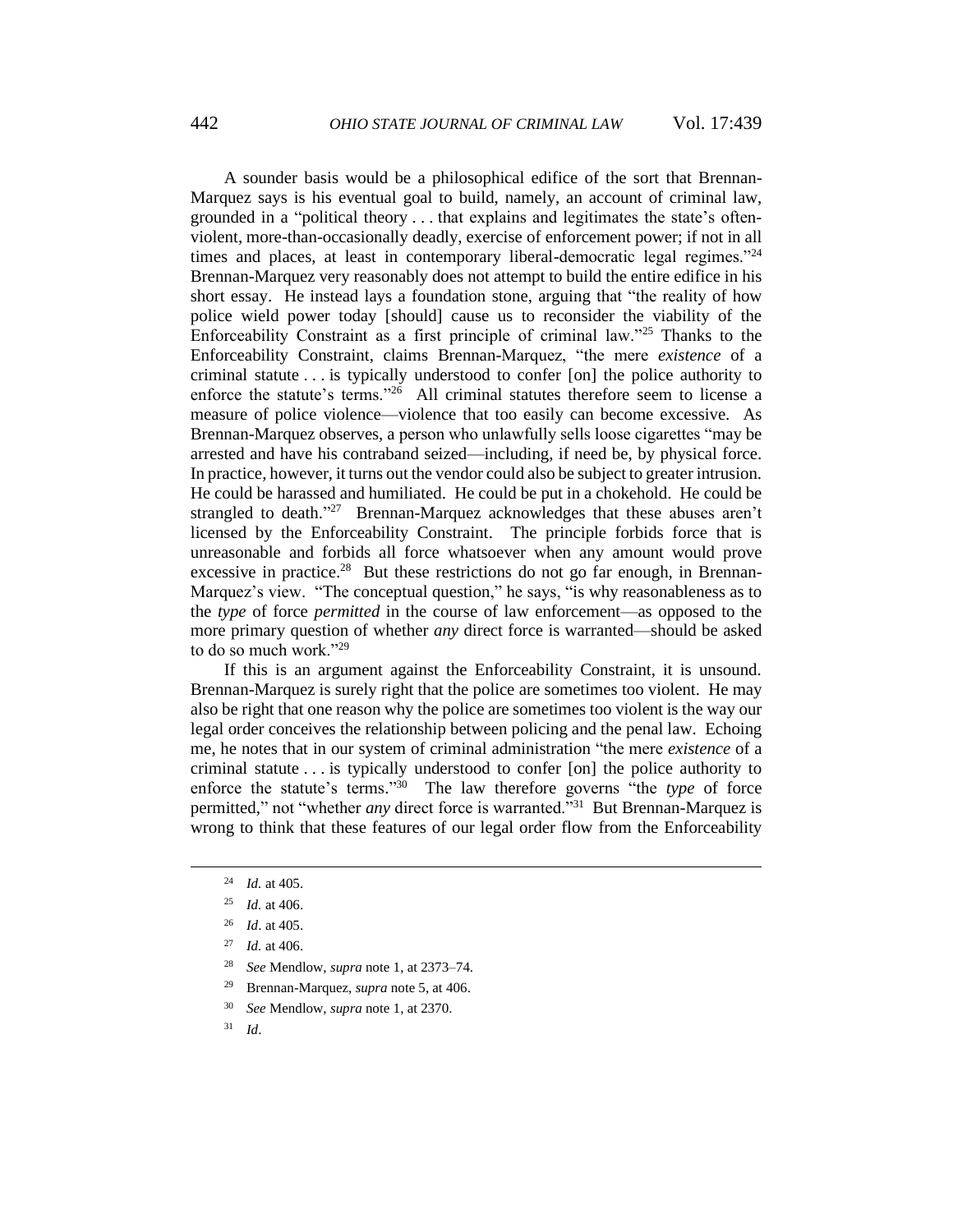A sounder basis would be a philosophical edifice of the sort that Brennan-Marquez says is his eventual goal to build, namely, an account of criminal law, grounded in a "political theory . . . that explains and legitimates the state's often-violent, more-than-occasionally deadly, exercise of enforcement power; if not in all times and places, at least in contemporary liberal-democratic legal regimes."[24] Brennan-Marquez very reasonably does not attempt to build the entire edifice in his short essay. He instead lays a foundation stone, arguing that "the reality of how police wield power today [should] cause us to reconsider the viability of the Enforceability Constraint as a first principle of criminal law."[25] Thanks to the Enforceability Constraint, claims Brennan-Marquez, "the mere *existence* of a criminal statute . . . is typically understood to confer [on] the police authority to enforce the statute's terms."[26] All criminal statutes therefore seem to license a measure of police violence—violence that too easily can become excessive. As Brennan-Marquez observes, a person who unlawfully sells loose cigarettes "may be arrested and have his contraband seized—including, if need be, by physical force. In practice, however, it turns out the vendor could also be subject to greater intrusion. He could be harassed and humiliated. He could be put in a chokehold. He could be strangled to death."[27] Brennan-Marquez acknowledges that these abuses aren't licensed by the Enforceability Constraint. The principle forbids force that is unreasonable and forbids all force whatsoever when any amount would prove excessive in practice.[28] But these restrictions do not go far enough, in Brennan-Marquez's view. "The conceptual question," he says, "is why reasonableness as to the *type* of force *permitted* in the course of law enforcement—as opposed to the more primary question of whether *any* direct force is warranted—should be asked to do so much work."[29]

If this is an argument against the Enforceability Constraint, it is unsound. Brennan-Marquez is surely right that the police are sometimes too violent. He may also be right that one reason why the police are sometimes too violent is the way our legal order conceives the relationship between policing and the penal law. Echoing me, he notes that in our system of criminal administration "the mere *existence* of a criminal statute . . . is typically understood to confer [on] the police authority to enforce the statute's terms."[30] The law therefore governs "the *type* of force permitted," not "whether *any* direct force is warranted."[31] But Brennan-Marquez is wrong to think that these features of our legal order flow from the Enforceability

---

[24] *Id.* at 405.

[25] *Id.* at 406.

[26] *Id*. at 405.

[27] *Id.* at 406.

[28] *See* Mendlow, *supra* note 1, at 2373–74.

[29] Brennan-Marquez, *supra* note 5, at 406.

[30] *See* Mendlow, *supra* note 1, at 2370.

[31] *Id*.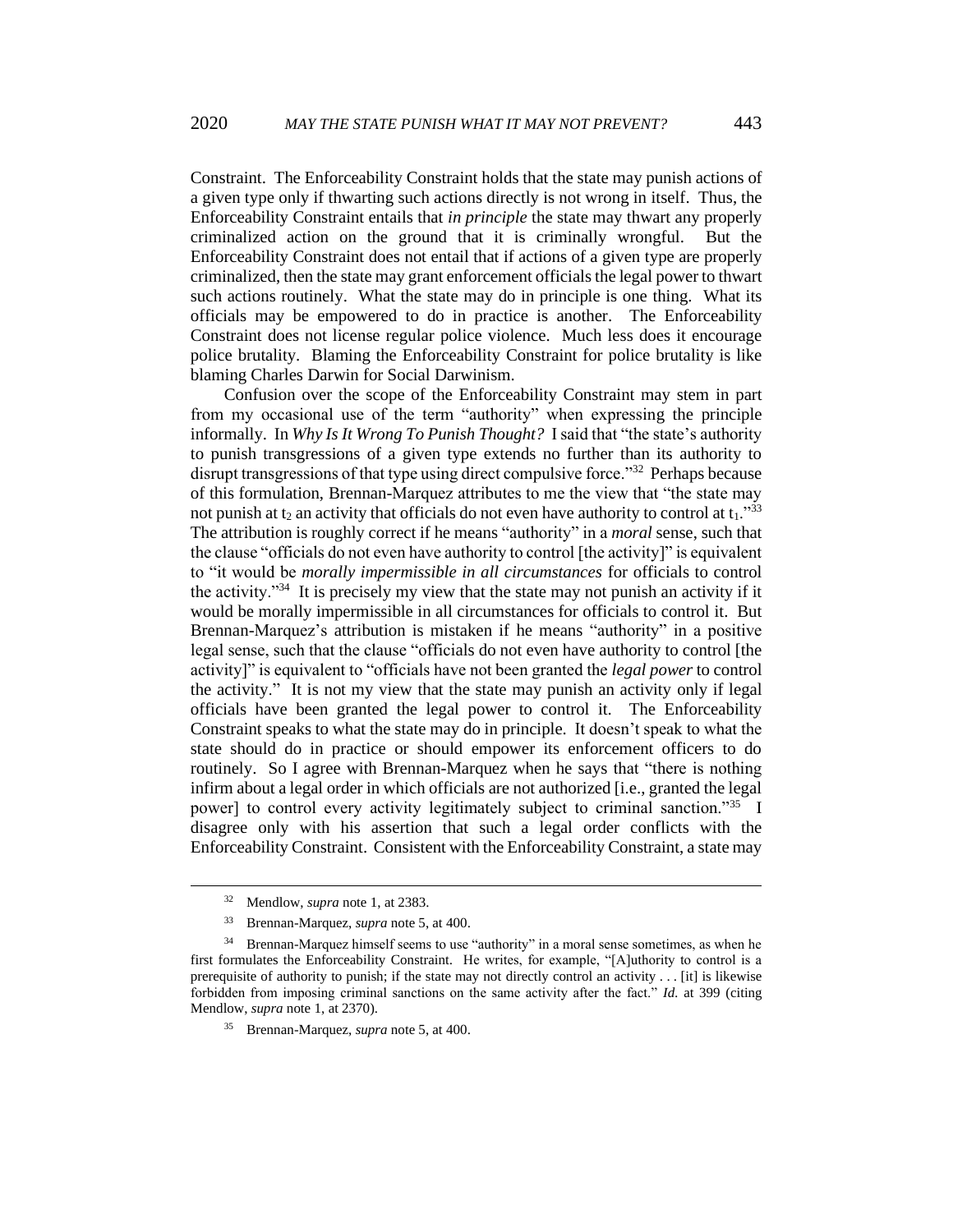Constraint. The Enforceability Constraint holds that the state may punish actions of a given type only if thwarting such actions directly is not wrong in itself. Thus, the Enforceability Constraint entails that *in principle* the state may thwart any properly criminalized action on the ground that it is criminally wrongful. But the Enforceability Constraint does not entail that if actions of a given type are properly criminalized, then the state may grant enforcement officials the legal power to thwart such actions routinely. What the state may do in principle is one thing. What its officials may be empowered to do in practice is another. The Enforceability Constraint does not license regular police violence. Much less does it encourage police brutality. Blaming the Enforceability Constraint for police brutality is like blaming Charles Darwin for Social Darwinism.

Confusion over the scope of the Enforceability Constraint may stem in part from my occasional use of the term "authority" when expressing the principle informally. In *Why Is It Wrong To Punish Thought?* I said that "the state's authority to punish transgressions of a given type extends no further than its authority to disrupt transgressions of that type using direct compulsive force."[32] Perhaps because of this formulation, Brennan-Marquez attributes to me the view that "the state may not punish at $t_2$ an activity that officials do not even have authority to control at $t_1$."[33] The attribution is roughly correct if he means "authority" in a *moral* sense, such that the clause "officials do not even have authority to control [the activity]" is equivalent to "it would be *morally impermissible in all circumstances* for officials to control the activity."[34] It is precisely my view that the state may not punish an activity if it would be morally impermissible in all circumstances for officials to control it. But Brennan-Marquez's attribution is mistaken if he means "authority" in a positive legal sense, such that the clause "officials do not even have authority to control [the activity]" is equivalent to "officials have not been granted the *legal power* to control the activity." It is not my view that the state may punish an activity only if legal officials have been granted the legal power to control it. The Enforceability Constraint speaks to what the state may do in principle. It doesn't speak to what the state should do in practice or should empower its enforcement officers to do routinely. So I agree with Brennan-Marquez when he says that "there is nothing infirm about a legal order in which officials are not authorized [i.e., granted the legal power] to control every activity legitimately subject to criminal sanction."[35] I disagree only with his assertion that such a legal order conflicts with the Enforceability Constraint. Consistent with the Enforceability Constraint, a state may

---

[32] Mendlow, *supra* note 1, at 2383.

[33] Brennan-Marquez, *supra* note 5, at 400.

[34] Brennan-Marquez himself seems to use "authority" in a moral sense sometimes, as when he first formulates the Enforceability Constraint. He writes, for example, "[A]uthority to control is a prerequisite of authority to punish; if the state may not directly control an activity . . . [it] is likewise forbidden from imposing criminal sanctions on the same activity after the fact." *Id.* at 399 (citing Mendlow, *supra* note 1, at 2370).

[35] Brennan-Marquez, *supra* note 5, at 400.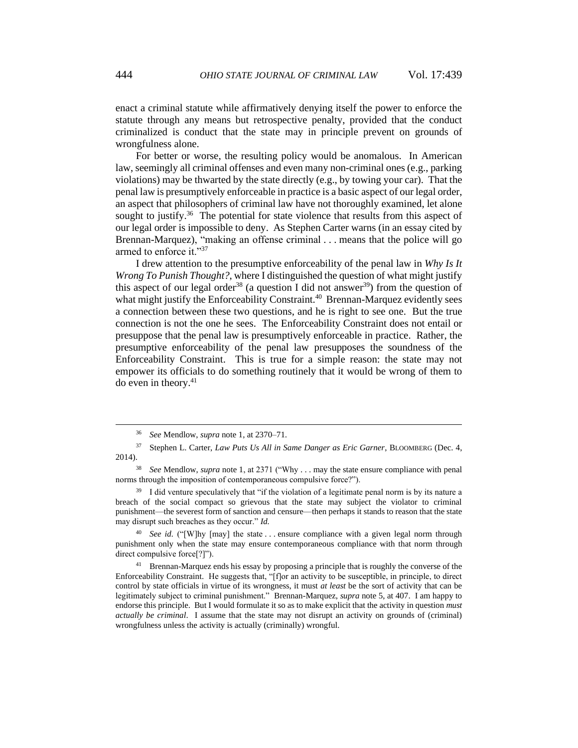enact a criminal statute while affirmatively denying itself the power to enforce the statute through any means but retrospective penalty, provided that the conduct criminalized is conduct that the state may in principle prevent on grounds of wrongfulness alone.

For better or worse, the resulting policy would be anomalous. In American law, seemingly all criminal offenses and even many non-criminal ones (e.g., parking violations) may be thwarted by the state directly (e.g., by towing your car). That the penal law is presumptively enforceable in practice is a basic aspect of our legal order, an aspect that philosophers of criminal law have not thoroughly examined, let alone sought to justify.[36] The potential for state violence that results from this aspect of our legal order is impossible to deny. As Stephen Carter warns (in an essay cited by Brennan-Marquez), "making an offense criminal . . . means that the police will go armed to enforce it."[37]

I drew attention to the presumptive enforceability of the penal law in *Why Is It Wrong To Punish Thought?*, where I distinguished the question of what might justify this aspect of our legal order[38] (a question I did not answer[39]) from the question of what might justify the Enforceability Constraint.[40] Brennan-Marquez evidently sees a connection between these two questions, and he is right to see one. But the true connection is not the one he sees. The Enforceability Constraint does not entail or presuppose that the penal law is presumptively enforceable in practice. Rather, the presumptive enforceability of the penal law presupposes the soundness of the Enforceability Constraint. This is true for a simple reason: the state may not empower its officials to do something routinely that it would be wrong of them to do even in theory.[41]

---

[36] *See* Mendlow, *supra* note 1, at 2370–71.

[37] Stephen L. Carter, *Law Puts Us All in Same Danger as Eric Garner*, BLOOMBERG (Dec. 4, 2014).

[38] *See* Mendlow, *supra* note 1, at 2371 ("Why . . . may the state ensure compliance with penal norms through the imposition of contemporaneous compulsive force?").

[39] I did venture speculatively that "if the violation of a legitimate penal norm is by its nature a breach of the social compact so grievous that the state may subject the violator to criminal punishment—the severest form of sanction and censure—then perhaps it stands to reason that the state may disrupt such breaches as they occur." *Id.*

[40] *See id.* ("[W]hy [may] the state . . . ensure compliance with a given legal norm through punishment only when the state may ensure contemporaneous compliance with that norm through direct compulsive force[?]").

[41] Brennan-Marquez ends his essay by proposing a principle that is roughly the converse of the Enforceability Constraint. He suggests that, "[f]or an activity to be susceptible, in principle, to direct control by state officials in virtue of its wrongness, it must *at least* be the sort of activity that can be legitimately subject to criminal punishment." Brennan-Marquez, *supra* note 5, at 407. I am happy to endorse this principle. But I would formulate it so as to make explicit that the activity in question *must actually be criminal*. I assume that the state may not disrupt an activity on grounds of (criminal) wrongfulness unless the activity is actually (criminally) wrongful.